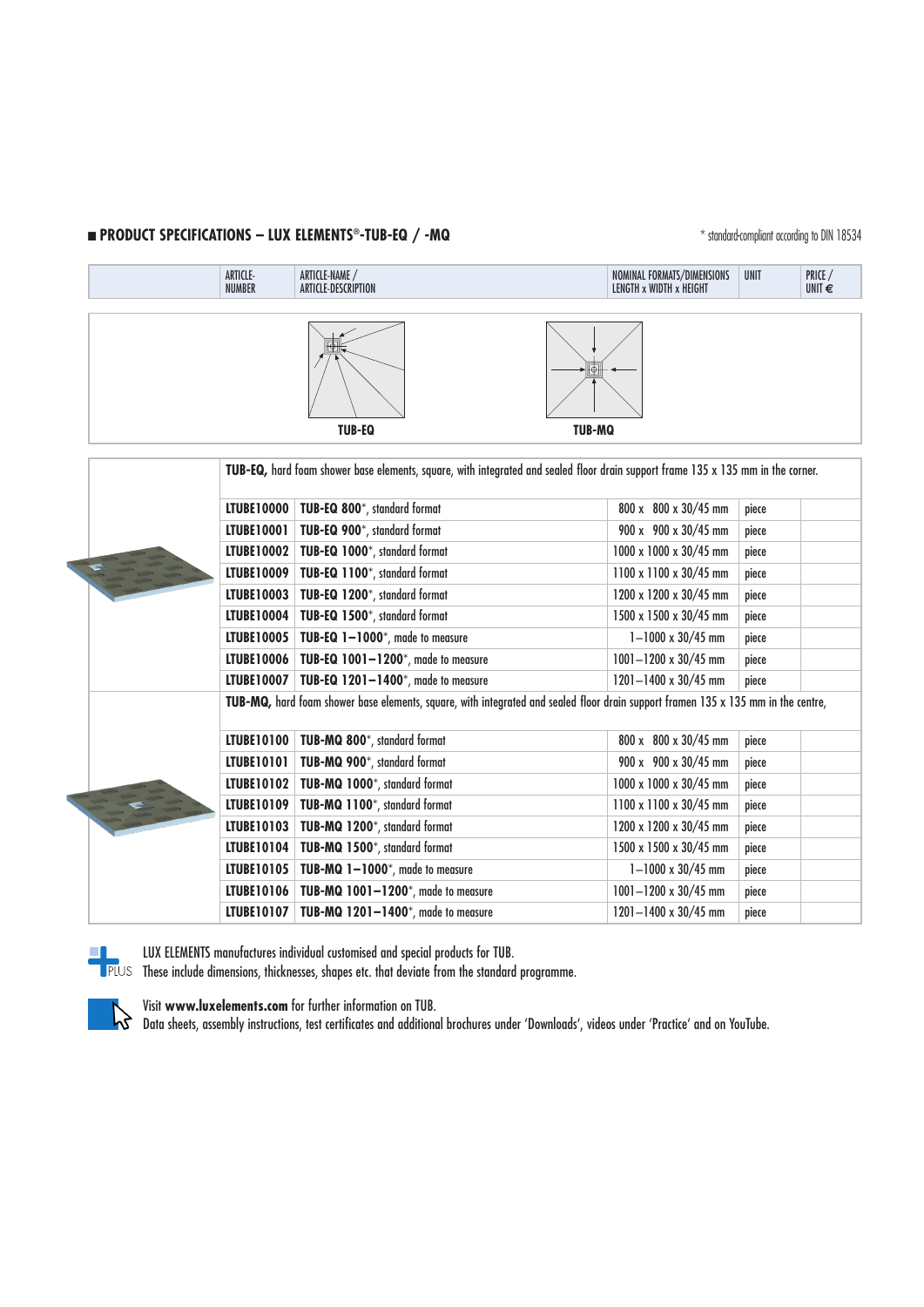## ■ PRODUCT SPECIFICATIONS – LUX ELEMENTS®-TUB-EQ / -MQ

\* standard-compliant according to DIN 18534

TUB-EQ

TUB-MQ

| ARTICLE-NUMBER | ARTICLE-NAME / ARTICLE-DESCRIPTION | NOMINAL FORMATS/DIMENSIONS LENGTH x WIDTH x HEIGHT | UNIT | PRICE / UNIT € |
|---|---|---|---|---|
| | **TUB-EQ,** hard foam shower base elements, square, with integrated and sealed floor drain support frame 135 x 135 mm in the corner. | | | |
| **LTUBE10000** | **TUB-EQ 800***, standard format | 800 x 800 x 30/45 mm | piece | |
| **LTUBE10001** | **TUB-EQ 900***, standard format | 900 x 900 x 30/45 mm | piece | |
| **LTUBE10002** | **TUB-EQ 1000***, standard format | 1000 x 1000 x 30/45 mm | piece | |
| **LTUBE10009** | **TUB-EQ 1100***, standard format | 1100 x 1100 x 30/45 mm | piece | |
| **LTUBE10003** | **TUB-EQ 1200***, standard format | 1200 x 1200 x 30/45 mm | piece | |
| **LTUBE10004** | **TUB-EQ 1500***, standard format | 1500 x 1500 x 30/45 mm | piece | |
| **LTUBE10005** | **TUB-EQ 1–1000***, made to measure | 1–1000 x 30/45 mm | piece | |
| **LTUBE10006** | **TUB-EQ 1001–1200***, made to measure | 1001–1200 x 30/45 mm | piece | |
| **LTUBE10007** | **TUB-EQ 1201–1400***, made to measure | 1201–1400 x 30/45 mm | piece | |
| | **TUB-MQ,** hard foam shower base elements, square, with integrated and sealed floor drain support framen 135 x 135 mm in the centre, | | | |
| **LTUBE10100** | **TUB-MQ 800***, standard format | 800 x 800 x 30/45 mm | piece | |
| **LTUBE10101** | **TUB-MQ 900***, standard format | 900 x 900 x 30/45 mm | piece | |
| **LTUBE10102** | **TUB-MQ 1000***, standard format | 1000 x 1000 x 30/45 mm | piece | |
| **LTUBE10109** | **TUB-MQ 1100***, standard format | 1100 x 1100 x 30/45 mm | piece | |
| **LTUBE10103** | **TUB-MQ 1200***, standard format | 1200 x 1200 x 30/45 mm | piece | |
| **LTUBE10104** | **TUB-MQ 1500***, standard format | 1500 x 1500 x 30/45 mm | piece | |
| **LTUBE10105** | **TUB-MQ 1–1000***, made to measure | 1–1000 x 30/45 mm | piece | |
| **LTUBE10106** | **TUB-MQ 1001–1200***, made to measure | 1001–1200 x 30/45 mm | piece | |
| **LTUBE10107** | **TUB-MQ 1201–1400***, made to measure | 1201–1400 x 30/45 mm | piece | |

PLUS

LUX ELEMENTS manufactures individual customised and special products for TUB.
These include dimensions, thicknesses, shapes etc. that deviate from the standard programme.

Visit **www.luxelements.com** for further information on TUB.
Data sheets, assembly instructions, test certificates and additional brochures under 'Downloads', videos under 'Practice' and on YouTube.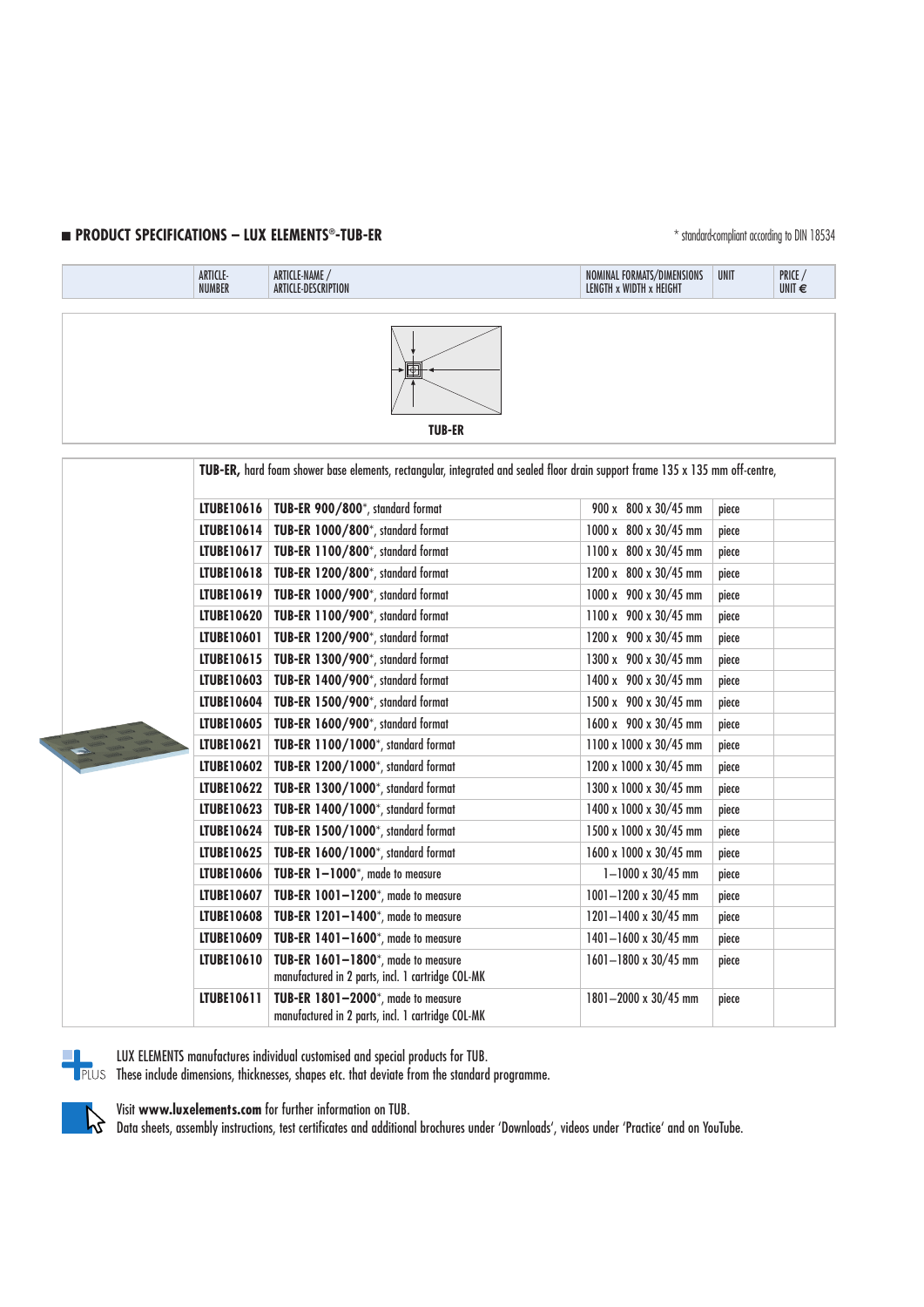## PRODUCT SPECIFICATIONS – LUX ELEMENTS®-TUB-ER

\* standard-compliant according to DIN 18534

TUB-ER

**TUB-ER,** hard foam shower base elements, rectangular, integrated and sealed floor drain support frame 135 x 135 mm off-centre,

| ARTICLE-NUMBER | ARTICLE-NAME / ARTICLE-DESCRIPTION | NOMINAL FORMATS/DIMENSIONS LENGTH x WIDTH x HEIGHT | UNIT | PRICE / UNIT € |
|---|---|---|---|---|
| **LTUBE10616** | **TUB-ER 900/800**\*, standard format | 900 x 800 x 30/45 mm | piece | |
| **LTUBE10614** | **TUB-ER 1000/800**\*, standard format | 1000 x 800 x 30/45 mm | piece | |
| **LTUBE10617** | **TUB-ER 1100/800**\*, standard format | 1100 x 800 x 30/45 mm | piece | |
| **LTUBE10618** | **TUB-ER 1200/800**\*, standard format | 1200 x 800 x 30/45 mm | piece | |
| **LTUBE10619** | **TUB-ER 1000/900**\*, standard format | 1000 x 900 x 30/45 mm | piece | |
| **LTUBE10620** | **TUB-ER 1100/900**\*, standard format | 1100 x 900 x 30/45 mm | piece | |
| **LTUBE10601** | **TUB-ER 1200/900**\*, standard format | 1200 x 900 x 30/45 mm | piece | |
| **LTUBE10615** | **TUB-ER 1300/900**\*, standard format | 1300 x 900 x 30/45 mm | piece | |
| **LTUBE10603** | **TUB-ER 1400/900**\*, standard format | 1400 x 900 x 30/45 mm | piece | |
| **LTUBE10604** | **TUB-ER 1500/900**\*, standard format | 1500 x 900 x 30/45 mm | piece | |
| **LTUBE10605** | **TUB-ER 1600/900**\*, standard format | 1600 x 900 x 30/45 mm | piece | |
| **LTUBE10621** | **TUB-ER 1100/1000**\*, standard format | 1100 x 1000 x 30/45 mm | piece | |
| **LTUBE10602** | **TUB-ER 1200/1000**\*, standard format | 1200 x 1000 x 30/45 mm | piece | |
| **LTUBE10622** | **TUB-ER 1300/1000**\*, standard format | 1300 x 1000 x 30/45 mm | piece | |
| **LTUBE10623** | **TUB-ER 1400/1000**\*, standard format | 1400 x 1000 x 30/45 mm | piece | |
| **LTUBE10624** | **TUB-ER 1500/1000**\*, standard format | 1500 x 1000 x 30/45 mm | piece | |
| **LTUBE10625** | **TUB-ER 1600/1000**\*, standard format | 1600 x 1000 x 30/45 mm | piece | |
| **LTUBE10606** | **TUB-ER 1–1000**\*, made to measure | 1–1000 x 30/45 mm | piece | |
| **LTUBE10607** | **TUB-ER 1001–1200**\*, made to measure | 1001–1200 x 30/45 mm | piece | |
| **LTUBE10608** | **TUB-ER 1201–1400**\*, made to measure | 1201–1400 x 30/45 mm | piece | |
| **LTUBE10609** | **TUB-ER 1401–1600**\*, made to measure | 1401–1600 x 30/45 mm | piece | |
| **LTUBE10610** | **TUB-ER 1601–1800**\*, made to measure manufactured in 2 parts, incl. 1 cartridge COL-MK | 1601–1800 x 30/45 mm | piece | |
| **LTUBE10611** | **TUB-ER 1801–2000**\*, made to measure manufactured in 2 parts, incl. 1 cartridge COL-MK | 1801–2000 x 30/45 mm | piece | |

PLUS LUX ELEMENTS manufactures individual customised and special products for TUB. These include dimensions, thicknesses, shapes etc. that deviate from the standard programme.

Visit **www.luxelements.com** for further information on TUB.
Data sheets, assembly instructions, test certificates and additional brochures under 'Downloads', videos under 'Practice' and on YouTube.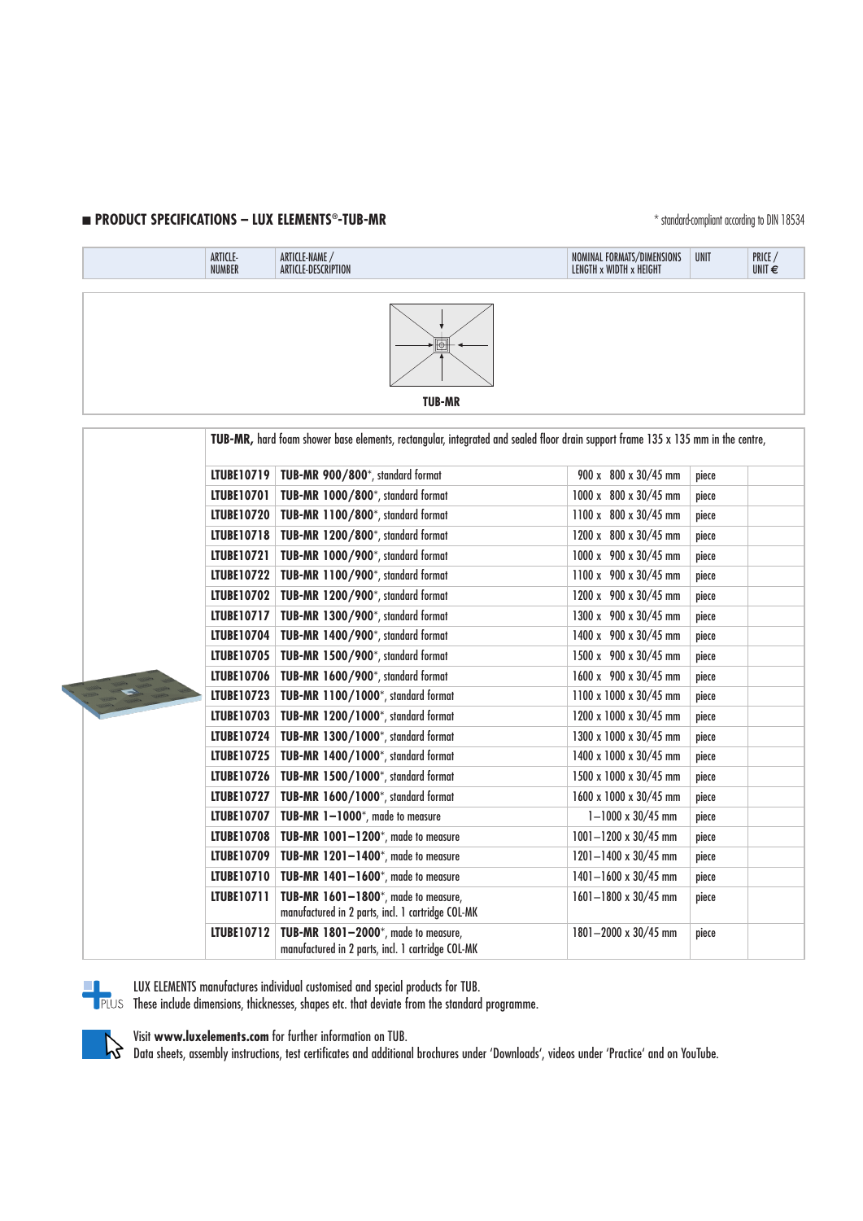## ■ PRODUCT SPECIFICATIONS – LUX ELEMENTS®-TUB-MR

\* standard-compliant according to DIN 18534

TUB-MR

| ARTICLE-NUMBER | ARTICLE-NAME / ARTICLE-DESCRIPTION | NOMINAL FORMATS/DIMENSIONS LENGTH x WIDTH x HEIGHT | UNIT | PRICE / UNIT € |
|---|---|---|---|---|
| | **TUB-MR,** hard foam shower base elements, rectangular, integrated and sealed floor drain support frame 135 x 135 mm in the centre, | | | |
| **LTUBE10719** | **TUB-MR 900/800**\*, standard format | 900 x 800 x 30/45 mm | piece | |
| **LTUBE10701** | **TUB-MR 1000/800**\*, standard format | 1000 x 800 x 30/45 mm | piece | |
| **LTUBE10720** | **TUB-MR 1100/800**\*, standard format | 1100 x 800 x 30/45 mm | piece | |
| **LTUBE10718** | **TUB-MR 1200/800**\*, standard format | 1200 x 800 x 30/45 mm | piece | |
| **LTUBE10721** | **TUB-MR 1000/900**\*, standard format | 1000 x 900 x 30/45 mm | piece | |
| **LTUBE10722** | **TUB-MR 1100/900**\*, standard format | 1100 x 900 x 30/45 mm | piece | |
| **LTUBE10702** | **TUB-MR 1200/900**\*, standard format | 1200 x 900 x 30/45 mm | piece | |
| **LTUBE10717** | **TUB-MR 1300/900**\*, standard format | 1300 x 900 x 30/45 mm | piece | |
| **LTUBE10704** | **TUB-MR 1400/900**\*, standard format | 1400 x 900 x 30/45 mm | piece | |
| **LTUBE10705** | **TUB-MR 1500/900**\*, standard format | 1500 x 900 x 30/45 mm | piece | |
| **LTUBE10706** | **TUB-MR 1600/900**\*, standard format | 1600 x 900 x 30/45 mm | piece | |
| **LTUBE10723** | **TUB-MR 1100/1000**\*, standard format | 1100 x 1000 x 30/45 mm | piece | |
| **LTUBE10703** | **TUB-MR 1200/1000**\*, standard format | 1200 x 1000 x 30/45 mm | piece | |
| **LTUBE10724** | **TUB-MR 1300/1000**\*, standard format | 1300 x 1000 x 30/45 mm | piece | |
| **LTUBE10725** | **TUB-MR 1400/1000**\*, standard format | 1400 x 1000 x 30/45 mm | piece | |
| **LTUBE10726** | **TUB-MR 1500/1000**\*, standard format | 1500 x 1000 x 30/45 mm | piece | |
| **LTUBE10727** | **TUB-MR 1600/1000**\*, standard format | 1600 x 1000 x 30/45 mm | piece | |
| **LTUBE10707** | **TUB-MR 1–1000**\*, made to measure | 1–1000 x 30/45 mm | piece | |
| **LTUBE10708** | **TUB-MR 1001–1200**\*, made to measure | 1001–1200 x 30/45 mm | piece | |
| **LTUBE10709** | **TUB-MR 1201–1400**\*, made to measure | 1201–1400 x 30/45 mm | piece | |
| **LTUBE10710** | **TUB-MR 1401–1600**\*, made to measure | 1401–1600 x 30/45 mm | piece | |
| **LTUBE10711** | **TUB-MR 1601–1800**\*, made to measure, manufactured in 2 parts, incl. 1 cartridge COL-MK | 1601–1800 x 30/45 mm | piece | |
| **LTUBE10712** | **TUB-MR 1801–2000**\*, made to measure, manufactured in 2 parts, incl. 1 cartridge COL-MK | 1801–2000 x 30/45 mm | piece | |

PLUS LUX ELEMENTS manufactures individual customised and special products for TUB. These include dimensions, thicknesses, shapes etc. that deviate from the standard programme.

Visit **www.luxelements.com** for further information on TUB.
Data sheets, assembly instructions, test certificates and additional brochures under 'Downloads', videos under 'Practice' and on YouTube.